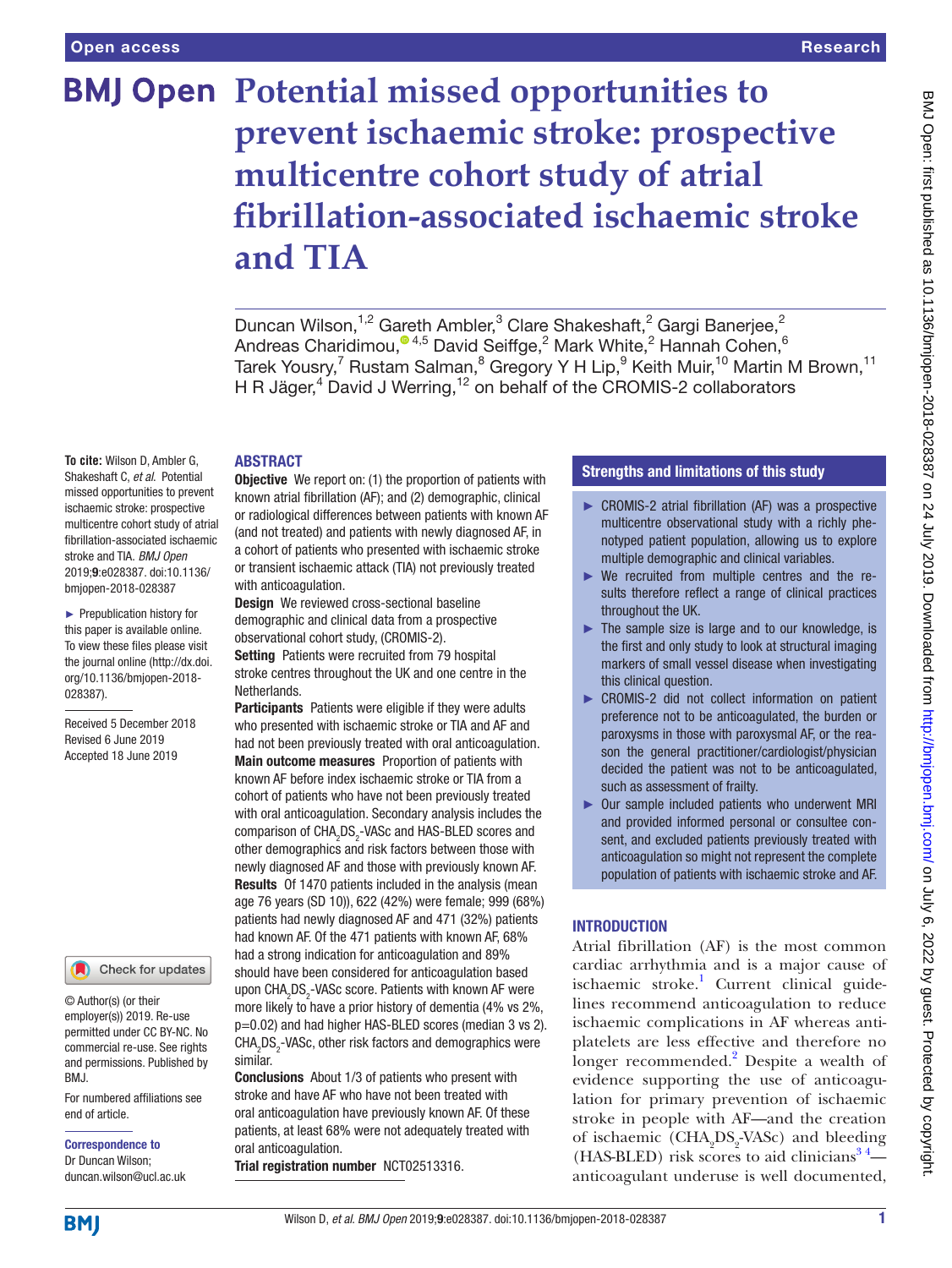# Potential missed opportunities to prevent ischaemic stroke: prospective multicentre cohort study of atrial fibrillation-associated ischaemic stroke and TIA

Duncan Wilson,[1,2] Gareth Ambler,[3] Clare Shakeshaft,[2] Gargi Banerjee,[2] Andreas Charidimou,[4,5] David Seiffge,[2] Mark White,[2] Hannah Cohen,[6] Tarek Yousry,[7] Rustam Salman,[8] Gregory Y H Lip,[9] Keith Muir,[10] Martin M Brown,[11] H R Jäger,[4] David J Werring,[12] on behalf of the CROMIS-2 collaborators

**To cite:** Wilson D, Ambler G, Shakeshaft C, *et al*. Potential missed opportunities to prevent ischaemic stroke: prospective multicentre cohort study of atrial fibrillation-associated ischaemic stroke and TIA. *BMJ Open* 2019;**9**:e028387. doi:10.1136/bmjopen-2018-028387

► Prepublication history for this paper is available online. To view these files please visit the journal online (http://dx.doi.org/10.1136/bmjopen-2018-028387).

Received 5 December 2018
Revised 6 June 2019
Accepted 18 June 2019

© Author(s) (or their employer(s)) 2019. Re-use permitted under CC BY-NC. No commercial re-use. See rights and permissions. Published by BMJ.

For numbered affiliations see end of article.

**Correspondence to**
Dr Duncan Wilson;
duncan.wilson@ucl.ac.uk

## ABSTRACT

**Objective** We report on: (1) the proportion of patients with known atrial fibrillation (AF); and (2) demographic, clinical or radiological differences between patients with known AF (and not treated) and patients with newly diagnosed AF, in a cohort of patients who presented with ischaemic stroke or transient ischaemic attack (TIA) not previously treated with anticoagulation.

**Design** We reviewed cross-sectional baseline demographic and clinical data from a prospective observational cohort study, (CROMIS-2).

**Setting** Patients were recruited from 79 hospital stroke centres throughout the UK and one centre in the Netherlands.

**Participants** Patients were eligible if they were adults who presented with ischaemic stroke or TIA and AF and had not been previously treated with oral anticoagulation.

**Main outcome measures** Proportion of patients with known AF before index ischaemic stroke or TIA from a cohort of patients who have not been previously treated with oral anticoagulation. Secondary analysis includes the comparison of $CHA_2DS_2$-VASc and HAS-BLED scores and other demographics and risk factors between those with newly diagnosed AF and those with previously known AF.

**Results** Of 1470 patients included in the analysis (mean age 76 years (SD 10)), 622 (42%) were female; 999 (68%) patients had newly diagnosed AF and 471 (32%) patients had known AF. Of the 471 patients with known AF, 68% had a strong indication for anticoagulation and 89% should have been considered for anticoagulation based upon $CHA_2DS_2$-VASc score. Patients with known AF were more likely to have a prior history of dementia (4% vs 2%, p=0.02) and had higher HAS-BLED scores (median 3 vs 2). $CHA_2DS_2$-VASc, other risk factors and demographics were similar.

**Conclusions** About 1/3 of patients who present with stroke and have AF who have not been treated with oral anticoagulation have previously known AF. Of these patients, at least 68% were not adequately treated with oral anticoagulation.

**Trial registration number** NCT02513316.

## Strengths and limitations of this study

- ► CROMIS-2 atrial fibrillation (AF) was a prospective multicentre observational study with a richly phenotyped patient population, allowing us to explore multiple demographic and clinical variables.
- ► We recruited from multiple centres and the results therefore reflect a range of clinical practices throughout the UK.
- ► The sample size is large and to our knowledge, is the first and only study to look at structural imaging markers of small vessel disease when investigating this clinical question.
- ► CROMIS-2 did not collect information on patient preference not to be anticoagulated, the burden or paroxysms in those with paroxysmal AF, or the reason the general practitioner/cardiologist/physician decided the patient was not to be anticoagulated, such as assessment of frailty.
- ► Our sample included patients who underwent MRI and provided informed personal or consultee consent, and excluded patients previously treated with anticoagulation so might not represent the complete population of patients with ischaemic stroke and AF.

## INTRODUCTION

Atrial fibrillation (AF) is the most common cardiac arrhythmia and is a major cause of ischaemic stroke.[1] Current clinical guidelines recommend anticoagulation to reduce ischaemic complications in AF whereas antiplatelets are less effective and therefore no longer recommended.[2] Despite a wealth of evidence supporting the use of anticoagulation for primary prevention of ischaemic stroke in people with AF—and the creation of ischaemic ($CHA_2DS_2$-VASc) and bleeding (HAS-BLED) risk scores to aid clinicians[3 4]—anticoagulant underuse is well documented,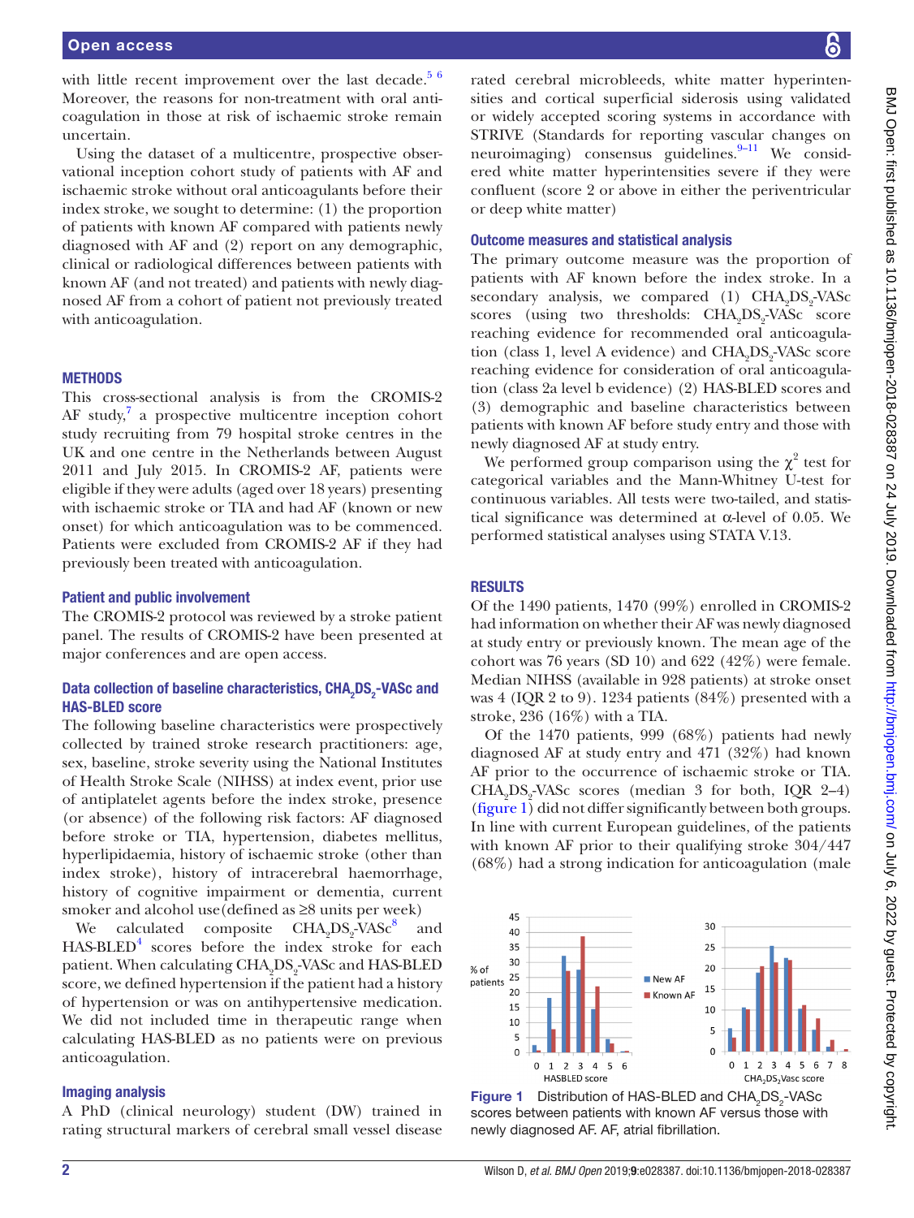with little recent improvement over the last decade.[5 6] Moreover, the reasons for non-treatment with oral anticoagulation in those at risk of ischaemic stroke remain uncertain.

Using the dataset of a multicentre, prospective observational inception cohort study of patients with AF and ischaemic stroke without oral anticoagulants before their index stroke, we sought to determine: (1) the proportion of patients with known AF compared with patients newly diagnosed with AF and (2) report on any demographic, clinical or radiological differences between patients with known AF (and not treated) and patients with newly diagnosed AF from a cohort of patient not previously treated with anticoagulation.

## METHODS

This cross-sectional analysis is from the CROMIS-2 AF study,[7] a prospective multicentre inception cohort study recruiting from 79 hospital stroke centres in the UK and one centre in the Netherlands between August 2011 and July 2015. In CROMIS-2 AF, patients were eligible if they were adults (aged over 18 years) presenting with ischaemic stroke or TIA and had AF (known or new onset) for which anticoagulation was to be commenced. Patients were excluded from CROMIS-2 AF if they had previously been treated with anticoagulation.

### Patient and public involvement

The CROMIS-2 protocol was reviewed by a stroke patient panel. The results of CROMIS-2 have been presented at major conferences and are open access.

### Data collection of baseline characteristics, $CHA_2DS_2$-VASc and HAS-BLED score

The following baseline characteristics were prospectively collected by trained stroke research practitioners: age, sex, baseline, stroke severity using the National Institutes of Health Stroke Scale (NIHSS) at index event, prior use of antiplatelet agents before the index stroke, presence (or absence) of the following risk factors: AF diagnosed before stroke or TIA, hypertension, diabetes mellitus, hyperlipidaemia, history of ischaemic stroke (other than index stroke), history of intracerebral haemorrhage, history of cognitive impairment or dementia, current smoker and alcohol use(defined as ≥8 units per week)

We calculated composite $CHA_2DS_2$-VASc[8] and HAS-BLED[4] scores before the index stroke for each patient. When calculating $CHA_2DS_2$-VASc and HAS-BLED score, we defined hypertension if the patient had a history of hypertension or was on antihypertensive medication. We did not included time in therapeutic range when calculating HAS-BLED as no patients were on previous anticoagulation.

### Imaging analysis

A PhD (clinical neurology) student (DW) trained in rating structural markers of cerebral small vessel disease rated cerebral microbleeds, white matter hyperintensities and cortical superficial siderosis using validated or widely accepted scoring systems in accordance with STRIVE (Standards for reporting vascular changes on neuroimaging) consensus guidelines.[9–11] We considered white matter hyperintensities severe if they were confluent (score 2 or above in either the periventricular or deep white matter)

### Outcome measures and statistical analysis

The primary outcome measure was the proportion of patients with AF known before the index stroke. In a secondary analysis, we compared (1) $CHA_2DS_2$-VASc scores (using two thresholds: $CHA_2DS_2$-VASc score reaching evidence for recommended oral anticoagulation (class 1, level A evidence) and $CHA_2DS_2$-VASc score reaching evidence for consideration of oral anticoagulation (class 2a level b evidence) (2) HAS-BLED scores and (3) demographic and baseline characteristics between patients with known AF before study entry and those with newly diagnosed AF at study entry.

We performed group comparison using the $\chi^2$ test for categorical variables and the Mann-Whitney U-test for continuous variables. All tests were two-tailed, and statistical significance was determined at α-level of 0.05. We performed statistical analyses using STATA V.13.

## RESULTS

Of the 1490 patients, 1470 (99%) enrolled in CROMIS-2 had information on whether their AF was newly diagnosed at study entry or previously known. The mean age of the cohort was 76 years (SD 10) and 622 (42%) were female. Median NIHSS (available in 928 patients) at stroke onset was 4 (IQR 2 to 9). 1234 patients (84%) presented with a stroke, 236 (16%) with a TIA.

Of the 1470 patients, 999 (68%) patients had newly diagnosed AF at study entry and 471 (32%) had known AF prior to the occurrence of ischaemic stroke or TIA. $CHA_2DS_2$-VASc scores (median 3 for both, IQR 2–4) (figure 1) did not differ significantly between both groups. In line with current European guidelines, of the patients with known AF prior to their qualifying stroke 304/447 (68%) had a strong indication for anticoagulation (male

Figure 1 Distribution of HAS-BLED and $CHA_2DS_2$-VASc scores between patients with known AF versus those with newly diagnosed AF. AF, atrial fibrillation.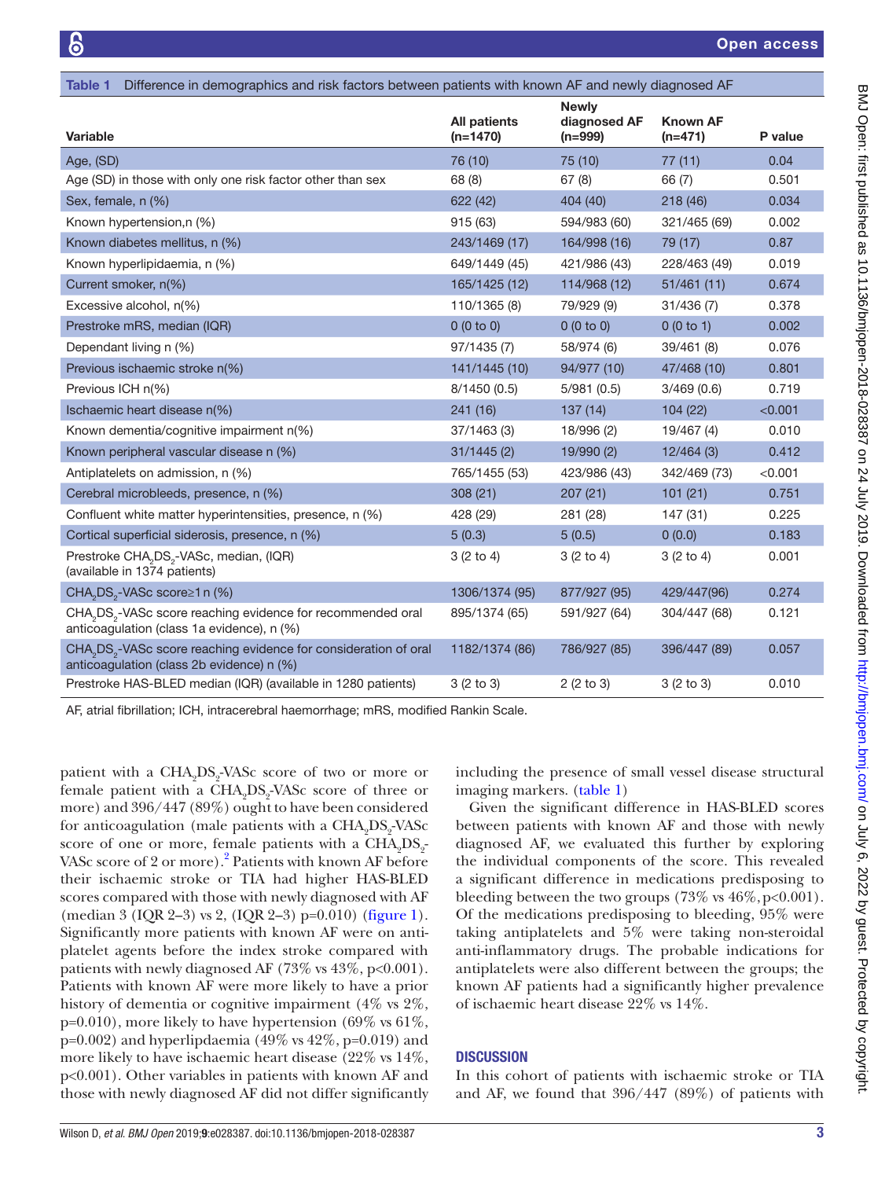Table 1 Difference in demographics and risk factors between patients with known AF and newly diagnosed AF

| Variable | All patients (n=1470) | Newly diagnosed AF (n=999) | Known AF (n=471) | P value |
|---|---|---|---|---|
| Age, (SD) | 76 (10) | 75 (10) | 77 (11) | 0.04 |
| Age (SD) in those with only one risk factor other than sex | 68 (8) | 67 (8) | 66 (7) | 0.501 |
| Sex, female, n (%) | 622 (42) | 404 (40) | 218 (46) | 0.034 |
| Known hypertension,n (%) | 915 (63) | 594/983 (60) | 321/465 (69) | 0.002 |
| Known diabetes mellitus, n (%) | 243/1469 (17) | 164/998 (16) | 79 (17) | 0.87 |
| Known hyperlipidaemia, n (%) | 649/1449 (45) | 421/986 (43) | 228/463 (49) | 0.019 |
| Current smoker, n(%) | 165/1425 (12) | 114/968 (12) | 51/461 (11) | 0.674 |
| Excessive alcohol, n(%) | 110/1365 (8) | 79/929 (9) | 31/436 (7) | 0.378 |
| Prestroke mRS, median (IQR) | 0 (0 to 0) | 0 (0 to 0) | 0 (0 to 1) | 0.002 |
| Dependant living n (%) | 97/1435 (7) | 58/974 (6) | 39/461 (8) | 0.076 |
| Previous ischaemic stroke n(%) | 141/1445 (10) | 94/977 (10) | 47/468 (10) | 0.801 |
| Previous ICH n(%) | 8/1450 (0.5) | 5/981 (0.5) | 3/469 (0.6) | 0.719 |
| Ischaemic heart disease n(%) | 241 (16) | 137 (14) | 104 (22) | <0.001 |
| Known dementia/cognitive impairment n(%) | 37/1463 (3) | 18/996 (2) | 19/467 (4) | 0.010 |
| Known peripheral vascular disease n (%) | 31/1445 (2) | 19/990 (2) | 12/464 (3) | 0.412 |
| Antiplatelets on admission, n (%) | 765/1455 (53) | 423/986 (43) | 342/469 (73) | <0.001 |
| Cerebral microbleeds, presence, n (%) | 308 (21) | 207 (21) | 101 (21) | 0.751 |
| Confluent white matter hyperintensities, presence, n (%) | 428 (29) | 281 (28) | 147 (31) | 0.225 |
| Cortical superficial siderosis, presence, n (%) | 5 (0.3) | 5 (0.5) | 0 (0.0) | 0.183 |
| Prestroke $CHA_2DS_2$-VASc, median, (IQR) (available in 1374 patients) | 3 (2 to 4) | 3 (2 to 4) | 3 (2 to 4) | 0.001 |
| $CHA_2DS_2$-VASc score≥1 n (%) | 1306/1374 (95) | 877/927 (95) | 429/447(96) | 0.274 |
| $CHA_2DS_2$-VASc score reaching evidence for recommended oral anticoagulation (class 1a evidence), n (%) | 895/1374 (65) | 591/927 (64) | 304/447 (68) | 0.121 |
| $CHA_2DS_2$-VASc score reaching evidence for consideration of oral anticoagulation (class 2b evidence) n (%) | 1182/1374 (86) | 786/927 (85) | 396/447 (89) | 0.057 |
| Prestroke HAS-BLED median (IQR) (available in 1280 patients) | 3 (2 to 3) | 2 (2 to 3) | 3 (2 to 3) | 0.010 |

AF, atrial fibrillation; ICH, intracerebral haemorrhage; mRS, modified Rankin Scale.

patient with a $CHA_2DS_2$-VASc score of two or more or female patient with a $CHA_2DS_2$-VASc score of three or more) and 396/447 (89%) ought to have been considered for anticoagulation (male patients with a $CHA_2DS_2$-VASc score of one or more, female patients with a $CHA_2DS_2$-VASc score of 2 or more).[2] Patients with known AF before their ischaemic stroke or TIA had higher HAS-BLED scores compared with those with newly diagnosed with AF (median 3 (IQR 2–3) vs 2, (IQR 2–3) p=0.010) (figure 1). Significantly more patients with known AF were on antiplatelet agents before the index stroke compared with patients with newly diagnosed AF (73% vs 43%, p<0.001). Patients with known AF were more likely to have a prior history of dementia or cognitive impairment (4% vs 2%, p=0.010), more likely to have hypertension (69% vs 61%, p=0.002) and hyperlipdaemia (49% vs 42%, p=0.019) and more likely to have ischaemic heart disease (22% vs 14%, p<0.001). Other variables in patients with known AF and those with newly diagnosed AF did not differ significantly including the presence of small vessel disease structural imaging markers. (table 1)

Given the significant difference in HAS-BLED scores between patients with known AF and those with newly diagnosed AF, we evaluated this further by exploring the individual components of the score. This revealed a significant difference in medications predisposing to bleeding between the two groups (73% vs 46%, p<0.001). Of the medications predisposing to bleeding, 95% were taking antiplatelets and 5% were taking non-steroidal anti-inflammatory drugs. The probable indications for antiplatelets were also different between the groups; the known AF patients had a significantly higher prevalence of ischaemic heart disease 22% vs 14%.

## DISCUSSION

In this cohort of patients with ischaemic stroke or TIA and AF, we found that 396/447 (89%) of patients with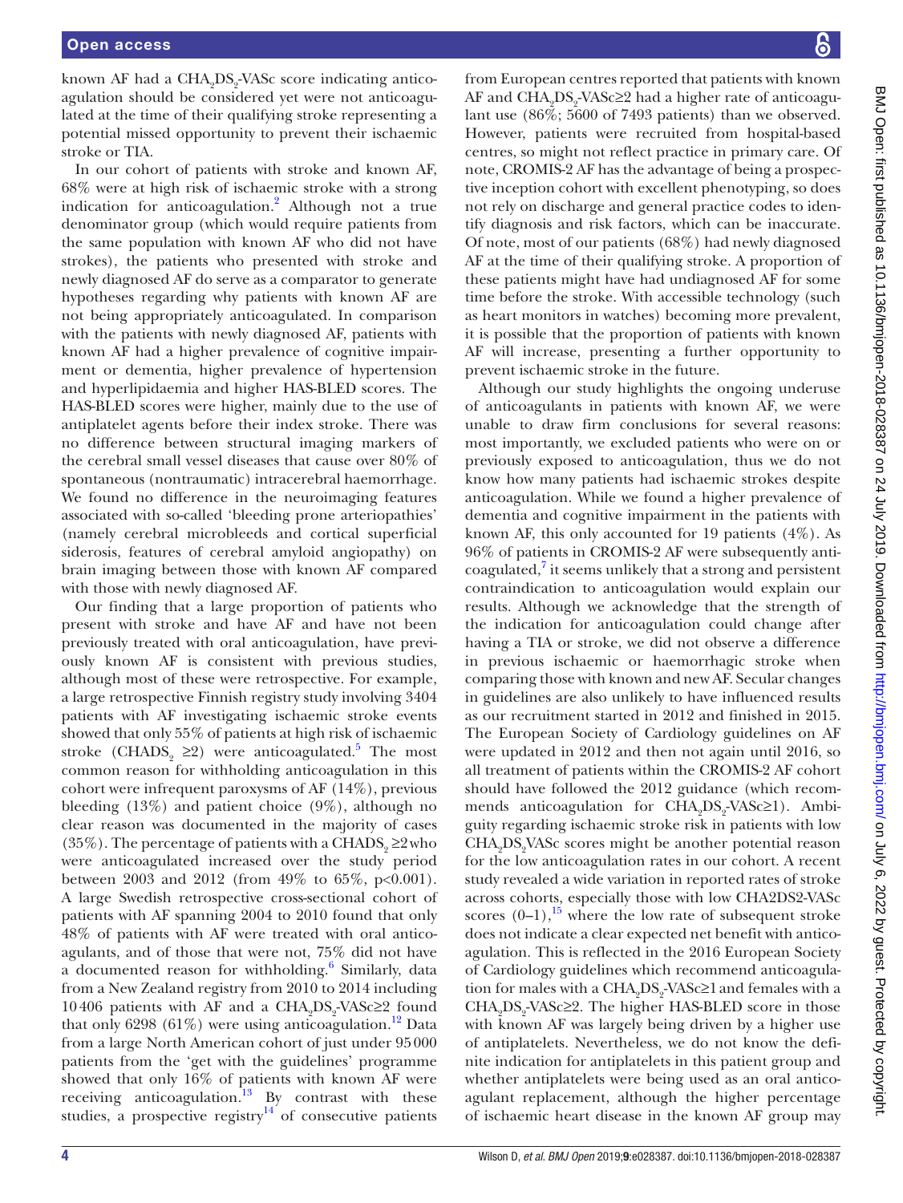known AF had a $CHA_2DS_2$-VASc score indicating anticoagulation should be considered yet were not anticoagulated at the time of their qualifying stroke representing a potential missed opportunity to prevent their ischaemic stroke or TIA.

In our cohort of patients with stroke and known AF, 68% were at high risk of ischaemic stroke with a strong indication for anticoagulation.[2] Although not a true denominator group (which would require patients from the same population with known AF who did not have strokes), the patients who presented with stroke and newly diagnosed AF do serve as a comparator to generate hypotheses regarding why patients with known AF are not being appropriately anticoagulated. In comparison with the patients with newly diagnosed AF, patients with known AF had a higher prevalence of cognitive impairment or dementia, higher prevalence of hypertension and hyperlipidaemia and higher HAS-BLED scores. The HAS-BLED scores were higher, mainly due to the use of antiplatelet agents before their index stroke. There was no difference between structural imaging markers of the cerebral small vessel diseases that cause over 80% of spontaneous (nontraumatic) intracerebral haemorrhage. We found no difference in the neuroimaging features associated with so-called 'bleeding prone arteriopathies' (namely cerebral microbleeds and cortical superficial siderosis, features of cerebral amyloid angiopathy) on brain imaging between those with known AF compared with those with newly diagnosed AF.

Our finding that a large proportion of patients who present with stroke and have AF and have not been previously treated with oral anticoagulation, have previously known AF is consistent with previous studies, although most of these were retrospective. For example, a large retrospective Finnish registry study involving 3404 patients with AF investigating ischaemic stroke events showed that only 55% of patients at high risk of ischaemic stroke ($CHADS_2$ ≥2) were anticoagulated.[5] The most common reason for withholding anticoagulation in this cohort were infrequent paroxysms of AF (14%), previous bleeding (13%) and patient choice (9%), although no clear reason was documented in the majority of cases (35%). The percentage of patients with a $CHADS_2$ ≥2 who were anticoagulated increased over the study period between 2003 and 2012 (from 49% to 65%, p<0.001). A large Swedish retrospective cross-sectional cohort of patients with AF spanning 2004 to 2010 found that only 48% of patients with AF were treated with oral anticoagulants, and of those that were not, 75% did not have a documented reason for withholding.[6] Similarly, data from a New Zealand registry from 2010 to 2014 including 10 406 patients with AF and a $CHA_2DS_2$-VASc≥2 found that only 6298 (61%) were using anticoagulation.[12] Data from a large North American cohort of just under 95 000 patients from the 'get with the guidelines' programme showed that only 16% of patients with known AF were receiving anticoagulation.[13] By contrast with these studies, a prospective registry[14] of consecutive patients from European centres reported that patients with known AF and $CHA_2DS_2$-VASc≥2 had a higher rate of anticoagulant use (86%; 5600 of 7493 patients) than we observed. However, patients were recruited from hospital-based centres, so might not reflect practice in primary care. Of note, CROMIS-2 AF has the advantage of being a prospective inception cohort with excellent phenotyping, so does not rely on discharge and general practice codes to identify diagnosis and risk factors, which can be inaccurate. Of note, most of our patients (68%) had newly diagnosed AF at the time of their qualifying stroke. A proportion of these patients might have had undiagnosed AF for some time before the stroke. With accessible technology (such as heart monitors in watches) becoming more prevalent, it is possible that the proportion of patients with known AF will increase, presenting a further opportunity to prevent ischaemic stroke in the future.

Although our study highlights the ongoing underuse of anticoagulants in patients with known AF, we were unable to draw firm conclusions for several reasons: most importantly, we excluded patients who were on or previously exposed to anticoagulation, thus we do not know how many patients had ischaemic strokes despite anticoagulation. While we found a higher prevalence of dementia and cognitive impairment in the patients with known AF, this only accounted for 19 patients (4%). As 96% of patients in CROMIS-2 AF were subsequently anticoagulated,[7] it seems unlikely that a strong and persistent contraindication to anticoagulation would explain our results. Although we acknowledge that the strength of the indication for anticoagulation could change after having a TIA or stroke, we did not observe a difference in previous ischaemic or haemorrhagic stroke when comparing those with known and new AF. Secular changes in guidelines are also unlikely to have influenced results as our recruitment started in 2012 and finished in 2015. The European Society of Cardiology guidelines on AF were updated in 2012 and then not again until 2016, so all treatment of patients within the CROMIS-2 AF cohort should have followed the 2012 guidance (which recommends anticoagulation for $CHA_2DS_2$-VASc≥1). Ambiguity regarding ischaemic stroke risk in patients with low $CHA_2DS_2$VASc scores might be another potential reason for the low anticoagulation rates in our cohort. A recent study revealed a wide variation in reported rates of stroke across cohorts, especially those with low CHA2DS2-VASc scores (0–1),[15] where the low rate of subsequent stroke does not indicate a clear expected net benefit with anticoagulation. This is reflected in the 2016 European Society of Cardiology guidelines which recommend anticoagulation for males with a $CHA_2DS_2$-VASc≥1 and females with a $CHA_2DS_2$-VASc≥2. The higher HAS-BLED score in those with known AF was largely being driven by a higher use of antiplatelets. Nevertheless, we do not know the definite indication for antiplatelets in this patient group and whether antiplatelets were being used as an oral anticoagulant replacement, although the higher percentage of ischaemic heart disease in the known AF group may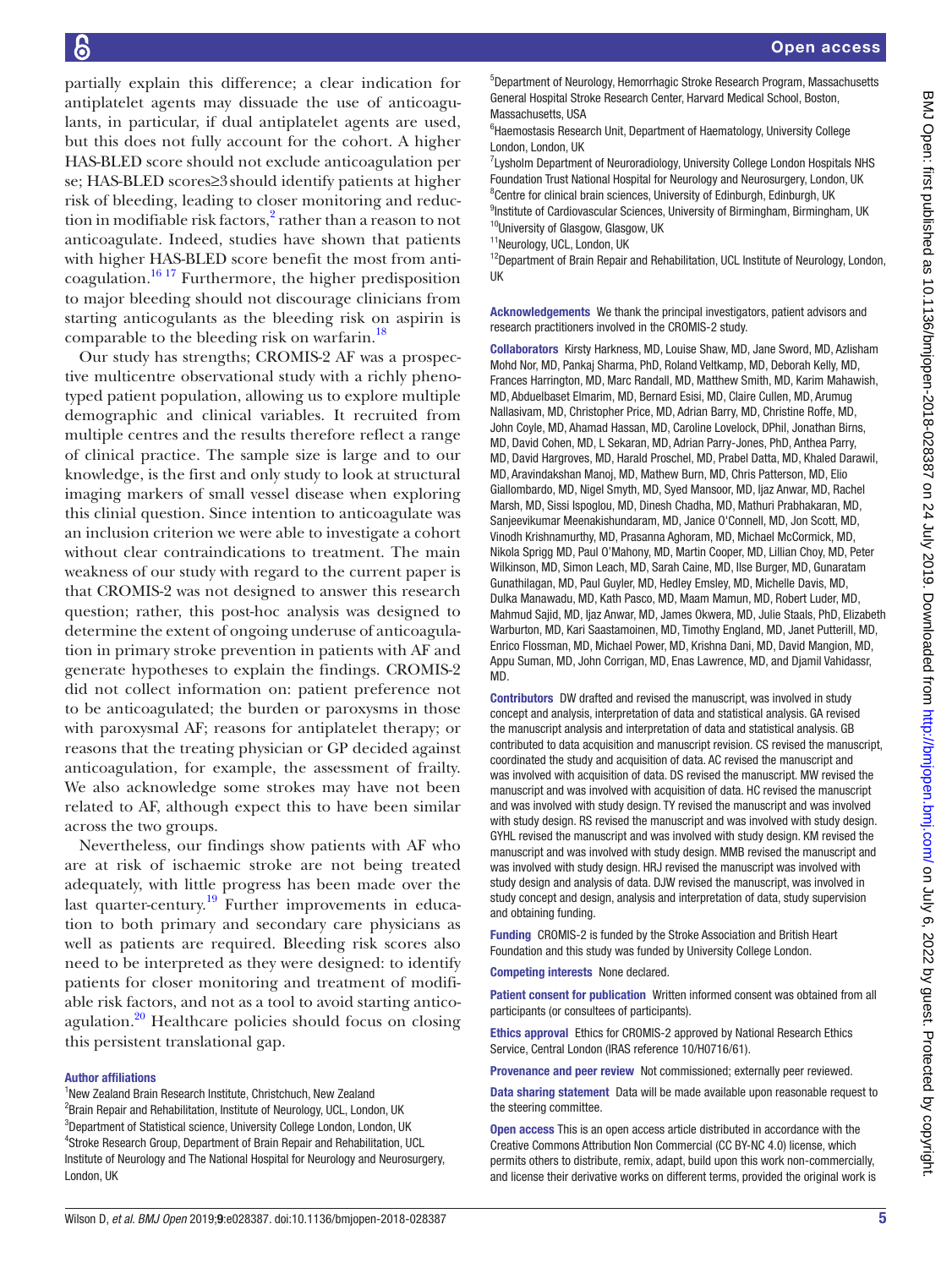partially explain this difference; a clear indication for antiplatelet agents may dissuade the use of anticoagulants, in particular, if dual antiplatelet agents are used, but this does not fully account for the cohort. A higher HAS-BLED score should not exclude anticoagulation per se; HAS-BLED scores≥3 should identify patients at higher risk of bleeding, leading to closer monitoring and reduction in modifiable risk factors,[2] rather than a reason to not anticoagulate. Indeed, studies have shown that patients with higher HAS-BLED score benefit the most from anticoagulation.[16 17] Furthermore, the higher predisposition to major bleeding should not discourage clinicians from starting anticoagulants as the bleeding risk on aspirin is comparable to the bleeding risk on warfarin.[18]

Our study has strengths; CROMIS-2 AF was a prospective multicentre observational study with a richly phenotyped patient population, allowing us to explore multiple demographic and clinical variables. It recruited from multiple centres and the results therefore reflect a range of clinical practice. The sample size is large and to our knowledge, is the first and only study to look at structural imaging markers of small vessel disease when exploring this clinial question. Since intention to anticoagulate was an inclusion criterion we were able to investigate a cohort without clear contraindications to treatment. The main weakness of our study with regard to the current paper is that CROMIS-2 was not designed to answer this research question; rather, this post-hoc analysis was designed to determine the extent of ongoing underuse of anticoagulation in primary stroke prevention in patients with AF and generate hypotheses to explain the findings. CROMIS-2 did not collect information on: patient preference not to be anticoagulated; the burden or paroxysms in those with paroxysmal AF; reasons for antiplatelet therapy; or reasons that the treating physician or GP decided against anticoagulation, for example, the assessment of frailty. We also acknowledge some strokes may have not been related to AF, although expect this to have been similar across the two groups.

Nevertheless, our findings show patients with AF who are at risk of ischaemic stroke are not being treated adequately, with little progress has been made over the last quarter-century.[19] Further improvements in education to both primary and secondary care physicians as well as patients are required. Bleeding risk scores also need to be interpreted as they were designed: to identify patients for closer monitoring and treatment of modifiable risk factors, and not as a tool to avoid starting anticoagulation.[20] Healthcare policies should focus on closing this persistent translational gap.

**Author affiliations**

[1]New Zealand Brain Research Institute, Christchurch, New Zealand
[2]Brain Repair and Rehabilitation, Institute of Neurology, UCL, London, UK
[3]Department of Statistical science, University College London, London, UK
[4]Stroke Research Group, Department of Brain Repair and Rehabilitation, UCL Institute of Neurology and The National Hospital for Neurology and Neurosurgery, London, UK
[5]Department of Neurology, Hemorrhagic Stroke Research Program, Massachusetts General Hospital Stroke Research Center, Harvard Medical School, Boston, Massachusetts, USA
[6]Haemostasis Research Unit, Department of Haematology, University College London, London, UK
[7]Lysholm Department of Neuroradiology, University College London Hospitals NHS Foundation Trust National Hospital for Neurology and Neurosurgery, London, UK
[8]Centre for clinical brain sciences, University of Edinburgh, Edinburgh, UK
[9]Institute of Cardiovascular Sciences, University of Birmingham, Birmingham, UK
[10]University of Glasgow, Glasgow, UK
[11]Neurology, UCL, London, UK
[12]Department of Brain Repair and Rehabilitation, UCL Institute of Neurology, London, UK

**Acknowledgements** We thank the principal investigators, patient advisors and research practitioners involved in the CROMIS-2 study.

**Collaborators** Kirsty Harkness, MD, Louise Shaw, MD, Jane Sword, MD, Azlisham Mohd Nor, MD, Pankaj Sharma, PhD, Roland Veltkamp, MD, Deborah Kelly, MD, Frances Harrington, MD, Marc Randall, MD, Matthew Smith, MD, Karim Mahawish, MD, Abduelbaset Elmarim, MD, Bernard Esisi, MD, Claire Cullen, MD, Arumug Nallasivam, MD, Christopher Price, MD, Adrian Barry, MD, Christine Roffe, MD, John Coyle, MD, Ahamad Hassan, MD, Caroline Lovelock, DPhil, Jonathan Birns, MD, David Cohen, MD, L Sekaran, MD, Adrian Parry-Jones, PhD, Anthea Parry, MD, David Hargroves, MD, Harald Proschel, MD, Prabel Datta, MD, Khaled Darawil, MD, Aravindakshan Manoj, MD, Mathew Burn, MD, Chris Patterson, MD, Elio Giallombardo, MD, Nigel Smyth, MD, Syed Mansoor, MD, Ijaz Anwar, MD, Rachel Marsh, MD, Sissi Ispoglou, MD, Dinesh Chadha, MD, Mathuri Prabhakaran, MD, Sanjeevikumar Meenakishundaram, MD, Janice O'Connell, MD, Jon Scott, MD, Vinodh Krishnamurthy, MD, Prasanna Aghoram, MD, Michael McCormick, MD, Nikola Sprigg, MD, Paul O'Mahony, MD, Martin Cooper, MD, Lillian Choy, MD, Peter Wilkinson, MD, Simon Leach, MD, Sarah Caine, MD, Ilse Burger, MD, Gunaratam Gunathilagan, MD, Paul Guyler, MD, Hedley Emsley, MD, Michelle Davis, MD, Dulka Manawadu, MD, Kath Pasco, MD, Maam Mamun, MD, Robert Luder, MD, Mahmud Sajid, MD, Ijaz Anwar, MD, James Okwera, MD, Julie Staals, PhD, Elizabeth Warburton, MD, Kari Saastamoinen, MD, Timothy England, MD, Janet Putterill, MD, Enrico Flossman, MD, Michael Power, MD, Krishna Dani, MD, David Mangion, MD, Appu Suman, MD, John Corrigan, MD, Enas Lawrence, MD, and Djamil Vahidassr, MD.

**Contributors** DW drafted and revised the manuscript, was involved in study concept and analysis, interpretation of data and statistical analysis. GA revised the manuscript analysis and interpretation of data and statistical analysis. GB contributed to data acquisition and manuscript revision. CS revised the manuscript, coordinated the study and acquisition of data. AC revised the manuscript and was involved with acquisition of data. DS revised the manuscript. MW revised the manuscript and was involved with acquisition of data. HC revised the manuscript and was involved with study design. TY revised the manuscript and was involved with study design. RS revised the manuscript and was involved with study design. GYHL revised the manuscript and was involved with study design. KM revised the manuscript and was involved with study design. MMB revised the manuscript and was involved with study design. HRJ revised the manuscript was involved with study design and analysis of data. DJW revised the manuscript, was involved in study concept and design, analysis and interpretation of data, study supervision and obtaining funding.

**Funding** CROMIS-2 is funded by the Stroke Association and British Heart Foundation and this study was funded by University College London.

**Competing interests** None declared.

**Patient consent for publication** Written informed consent was obtained from all participants (or consultees of participants).

**Ethics approval** Ethics for CROMIS-2 approved by National Research Ethics Service, Central London (IRAS reference 10/H0716/61).

**Provenance and peer review** Not commissioned; externally peer reviewed.

**Data sharing statement** Data will be made available upon reasonable request to the steering committee.

**Open access** This is an open access article distributed in accordance with the Creative Commons Attribution Non Commercial (CC BY-NC 4.0) license, which permits others to distribute, remix, adapt, build upon this work non-commercially, and license their derivative works on different terms, provided the original work is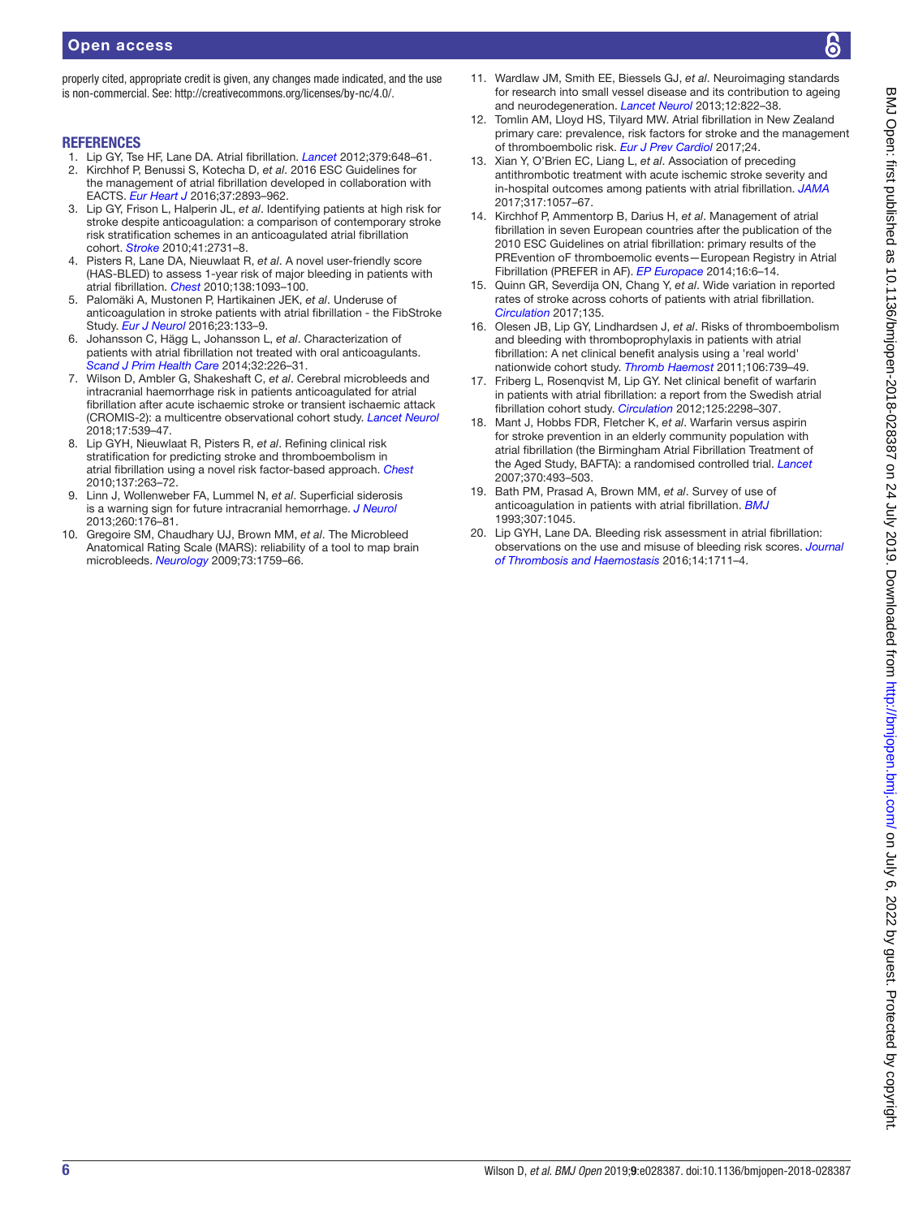properly cited, appropriate credit is given, any changes made indicated, and the use is non-commercial. See: http://creativecommons.org/licenses/by-nc/4.0/.

## REFERENCES

1. Lip GY, Tse HF, Lane DA. Atrial fibrillation. *Lancet* 2012;379:648–61.
2. Kirchhof P, Benussi S, Kotecha D, *et al*. 2016 ESC Guidelines for the management of atrial fibrillation developed in collaboration with EACTS. *Eur Heart J* 2016;37:2893–962.
3. Lip GY, Frison L, Halperin JL, *et al*. Identifying patients at high risk for stroke despite anticoagulation: a comparison of contemporary stroke risk stratification schemes in an anticoagulated atrial fibrillation cohort. *Stroke* 2010;41:2731–8.
4. Pisters R, Lane DA, Nieuwlaat R, *et al*. A novel user-friendly score (HAS-BLED) to assess 1-year risk of major bleeding in patients with atrial fibrillation. *Chest* 2010;138:1093–100.
5. Palomäki A, Mustonen P, Hartikainen JEK, *et al*. Underuse of anticoagulation in stroke patients with atrial fibrillation - the FibStroke Study. *Eur J Neurol* 2016;23:133–9.
6. Johansson C, Hägg L, Johansson L, *et al*. Characterization of patients with atrial fibrillation not treated with oral anticoagulants. *Scand J Prim Health Care* 2014;32:226–31.
7. Wilson D, Ambler G, Shakeshaft C, *et al*. Cerebral microbleeds and intracranial haemorrhage risk in patients anticoagulated for atrial fibrillation after acute ischaemic stroke or transient ischaemic attack (CROMIS-2): a multicentre observational cohort study. *Lancet Neurol* 2018;17:539–47.
8. Lip GYH, Nieuwlaat R, Pisters R, *et al*. Refining clinical risk stratification for predicting stroke and thromboembolism in atrial fibrillation using a novel risk factor-based approach. *Chest* 2010;137:263–72.
9. Linn J, Wollenweber FA, Lummel N, *et al*. Superficial siderosis is a warning sign for future intracranial hemorrhage. *J Neurol* 2013;260:176–81.
10. Gregoire SM, Chaudhary UJ, Brown MM, *et al*. The Microbleed Anatomical Rating Scale (MARS): reliability of a tool to map brain microbleeds. *Neurology* 2009;73:1759–66.
11. Wardlaw JM, Smith EE, Biessels GJ, *et al*. Neuroimaging standards for research into small vessel disease and its contribution to ageing and neurodegeneration. *Lancet Neurol* 2013;12:822–38.
12. Tomlin AM, Lloyd HS, Tilyard MW. Atrial fibrillation in New Zealand primary care: prevalence, risk factors for stroke and the management of thromboembolic risk. *Eur J Prev Cardiol* 2017;24.
13. Xian Y, O'Brien EC, Liang L, *et al*. Association of preceding antithrombotic treatment with acute ischemic stroke severity and in-hospital outcomes among patients with atrial fibrillation. *JAMA* 2017;317:1057–67.
14. Kirchhof P, Ammentorp B, Darius H, *et al*. Management of atrial fibrillation in seven European countries after the publication of the 2010 ESC Guidelines on atrial fibrillation: primary results of the PREvention oF thromboemolic events—European Registry in Atrial Fibrillation (PREFER in AF). *EP Europace* 2014;16:6–14.
15. Quinn GR, Severdija ON, Chang Y, *et al*. Wide variation in reported rates of stroke across cohorts of patients with atrial fibrillation. *Circulation* 2017;135.
16. Olesen JB, Lip GY, Lindhardsen J, *et al*. Risks of thromboembolism and bleeding with thromboprophylaxis in patients with atrial fibrillation: A net clinical benefit analysis using a 'real world' nationwide cohort study. *Thromb Haemost* 2011;106:739–49.
17. Friberg L, Rosenqvist M, Lip GY. Net clinical benefit of warfarin in patients with atrial fibrillation: a report from the Swedish atrial fibrillation cohort study. *Circulation* 2012;125:2298–307.
18. Mant J, Hobbs FDR, Fletcher K, *et al*. Warfarin versus aspirin for stroke prevention in an elderly community population with atrial fibrillation (the Birmingham Atrial Fibrillation Treatment of the Aged Study, BAFTA): a randomised controlled trial. *Lancet* 2007;370:493–503.
19. Bath PM, Prasad A, Brown MM, *et al*. Survey of use of anticoagulation in patients with atrial fibrillation. *BMJ* 1993;307:1045.
20. Lip GYH, Lane DA. Bleeding risk assessment in atrial fibrillation: observations on the use and misuse of bleeding risk scores. *Journal of Thrombosis and Haemostasis* 2016;14:1711–4.